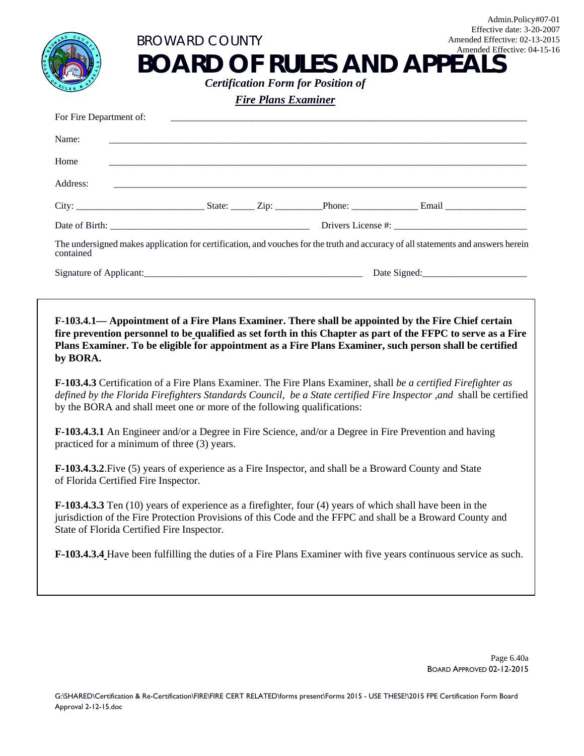Admin.Policy#07-01
Effective date: 3-20-2007
Amended Effective: 02-13-2015
Amended Effective: 04-15-16

BROWARD COUNTY

# BOARD OF RULES AND APPEALS

***Certification Form for Position of***

***Fire Plans Examiner***

For Fire Department of: ______________________________________________________________

Name: ______________________________________________________________

Home ______________________________________________________________

Address: ______________________________________________________________

City: __________________________ State: _____ Zip: _________Phone: ______________ Email _________________

Date of Birth: ___________________________________________ Drivers License #: ____________________________

The undersigned makes application for certification, and vouches for the truth and accuracy of all statements and answers herein contained

Signature of Applicant:_______________________________________________ Date Signed:______________________

**F-103.4.1— Appointment of a Fire Plans Examiner. There shall be appointed by the Fire Chief certain fire prevention personnel to be qualified as set forth in this Chapter as part of the FFPC to serve as a Fire Plans Examiner. To be eligible for appointment as a Fire Plans Examiner, such person shall be certified by BORA.**

**F-103.4.3** Certification of a Fire Plans Examiner. The Fire Plans Examiner, shall *be a certified Firefighter as defined by the Florida Firefighters Standards Council, be a State certified Fire Inspector ,and* shall be certified by the BORA and shall meet one or more of the following qualifications:

**F-103.4.3.1** An Engineer and/or a Degree in Fire Science, and/or a Degree in Fire Prevention and having practiced for a minimum of three (3) years.

**F-103.4.3.2**.Five (5) years of experience as a Fire Inspector, and shall be a Broward County and State of Florida Certified Fire Inspector.

**F-103.4.3.3** Ten (10) years of experience as a firefighter, four (4) years of which shall have been in the jurisdiction of the Fire Protection Provisions of this Code and the FFPC and shall be a Broward County and State of Florida Certified Fire Inspector.

**F-103.4.3.4** Have been fulfilling the duties of a Fire Plans Examiner with five years continuous service as such.

Page 6.40a
BOARD APPROVED 02-12-2015

G:\SHARED\Certification & Re-Certification\FIRE\FIRE CERT RELATED\forms present\Forms 2015 - USE THESE!\2015 FPE Certification Form Board Approval 2-12-15.doc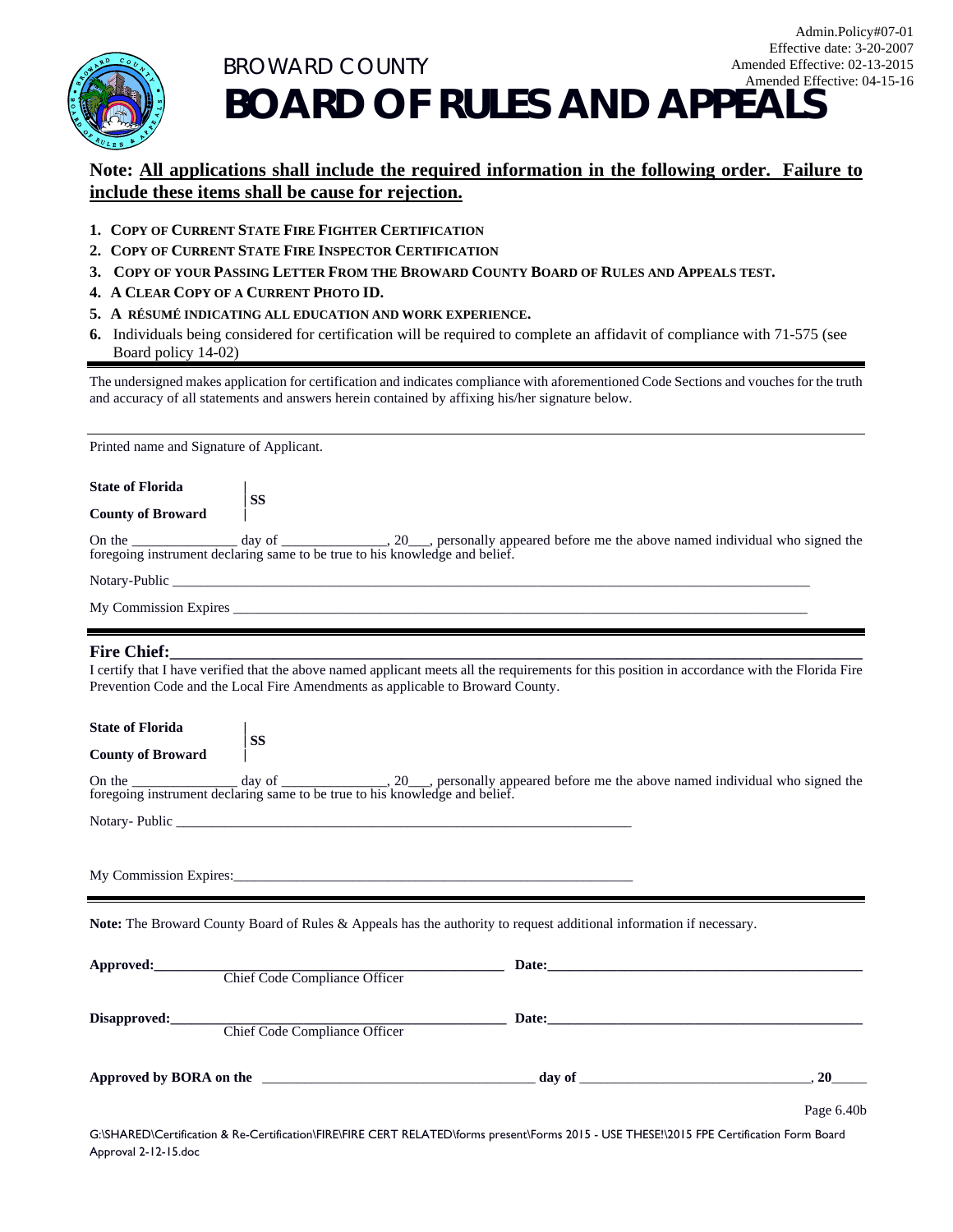Admin.Policy#07-01
Effective date: 3-20-2007
Amended Effective: 02-13-2015
Amended Effective: 04-15-16

BROWARD COUNTY

# BOARD OF RULES AND APPEALS

**Note: <u>All applications shall include the required information in the following order. Failure to include these items shall be cause for rejection.</u>**

1. **COPY OF CURRENT STATE FIRE FIGHTER CERTIFICATION**
2. **COPY OF CURRENT STATE FIRE INSPECTOR CERTIFICATION**
3. **COPY OF YOUR PASSING LETTER FROM THE BROWARD COUNTY BOARD OF RULES AND APPEALS TEST.**
4. **A CLEAR COPY OF A CURRENT PHOTO ID.**
5. **A RÉSUMÉ INDICATING ALL EDUCATION AND WORK EXPERIENCE.**
6. Individuals being considered for certification will be required to complete an affidavit of compliance with 71-575 (see Board policy 14-02)

---

The undersigned makes application for certification and indicates compliance with aforementioned Code Sections and vouches for the truth and accuracy of all statements and answers herein contained by affixing his/her signature below.

______________________________________________________________________

Printed name and Signature of Applicant.

**State of Florida**
**SS**
**County of Broward**

On the _______________ day of _______________, 20___, personally appeared before me the above named individual who signed the foregoing instrument declaring same to be true to his knowledge and belief.

Notary-Public ______________________________________________________________

My Commission Expires ______________________________________________________

---

**Fire Chief:**______________________________________________________

I certify that I have verified that the above named applicant meets all the requirements for this position in accordance with the Florida Fire Prevention Code and the Local Fire Amendments as applicable to Broward County.

**State of Florida**
**SS**
**County of Broward**

On the _______________ day of _______________, 20___, personally appeared before me the above named individual who signed the foregoing instrument declaring same to be true to his knowledge and belief.

Notary- Public ______________________________________________

My Commission Expires:__________________________________________

---

**Note:** The Broward County Board of Rules & Appeals has the authority to request additional information if necessary.

**Approved:**______________________________________ **Date:**______________________________
Chief Code Compliance Officer

**Disapproved:**___________________________________ **Date:**______________________________
Chief Code Compliance Officer

**Approved by BORA on the** ______________________________ **day of** __________________________, **20**_____

Page 6.40b

G:\SHARED\Certification & Re-Certification\FIRE\FIRE CERT RELATED\forms present\Forms 2015 - USE THESE!\2015 FPE Certification Form Board Approval 2-12-15.doc